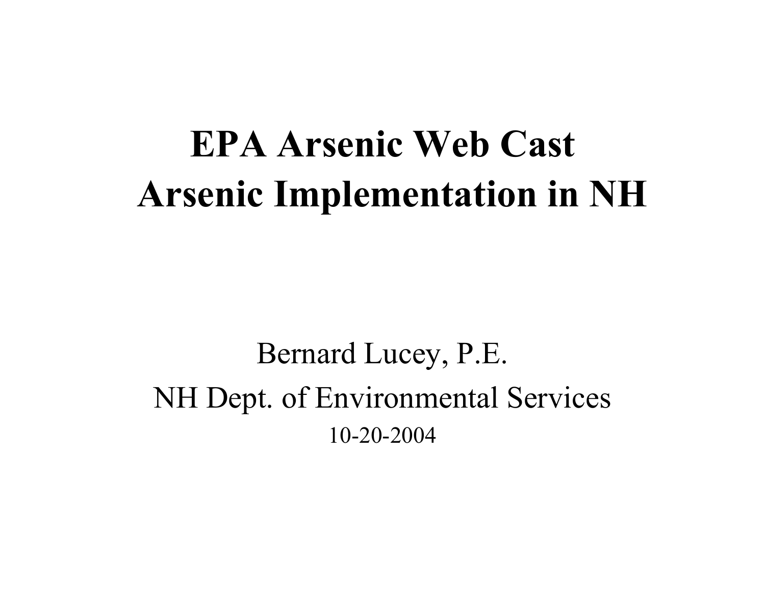# EPA Arsenic Web Cast
# Arsenic Implementation in NH

Bernard Lucey, P.E.

NH Dept. of Environmental Services

10-20-2004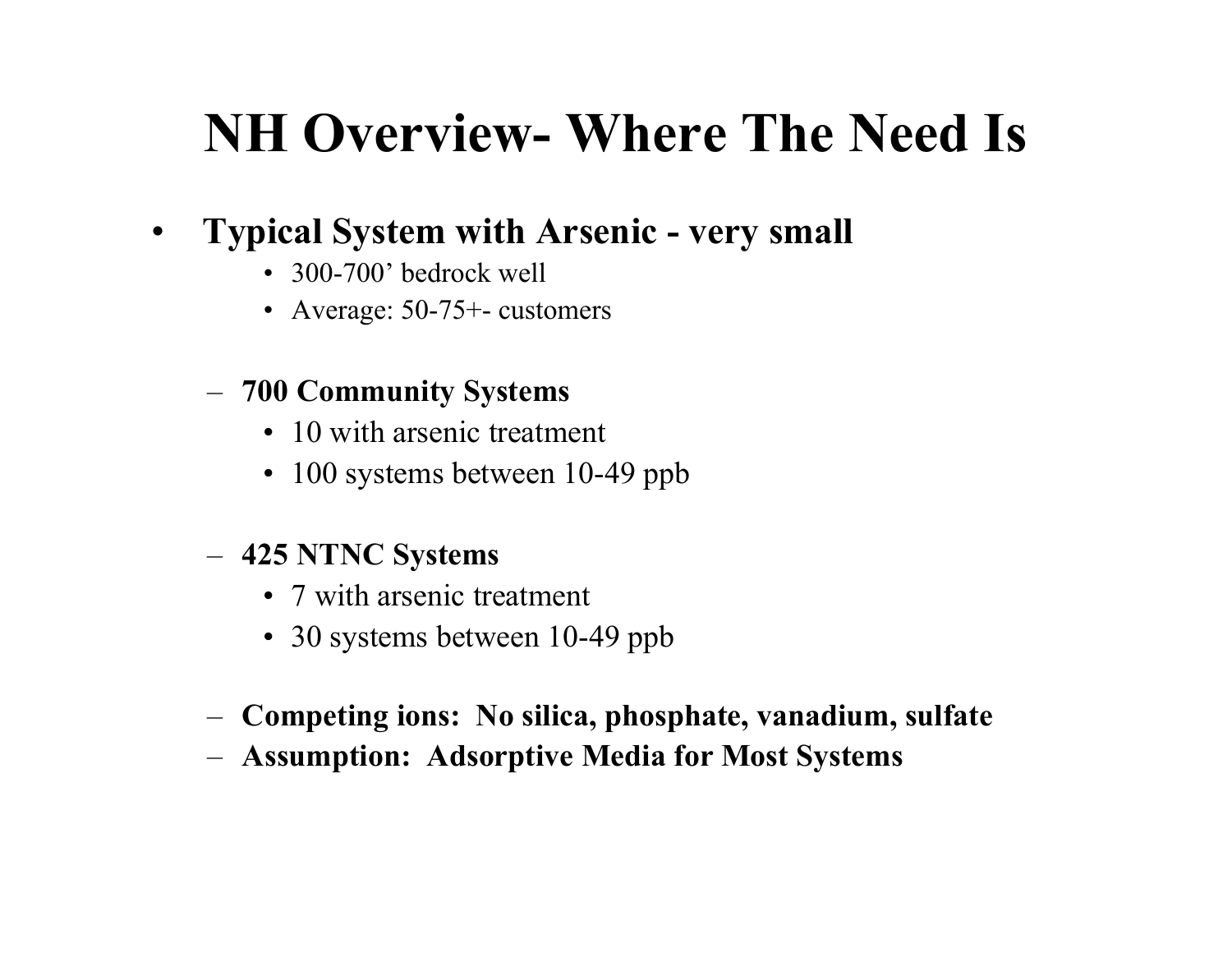# NH Overview- Where The Need Is

- **Typical System with Arsenic - very small**
  - 300-700' bedrock well
  - Average: 50-75+- customers

  - **700 Community Systems**
    - 10 with arsenic treatment
    - 100 systems between 10-49 ppb

  - **425 NTNC Systems**
    - 7 with arsenic treatment
    - 30 systems between 10-49 ppb

  - **Competing ions: No silica, phosphate, vanadium, sulfate**
  - **Assumption: Adsorptive Media for Most Systems**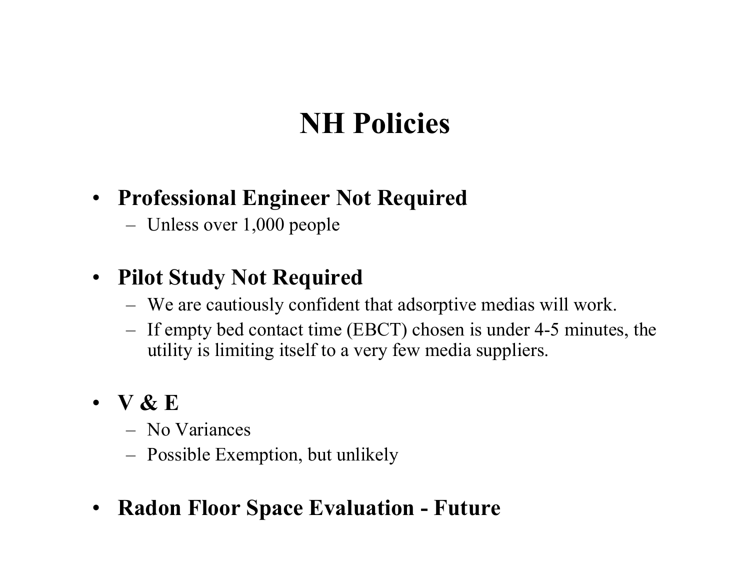# NH Policies

- **Professional Engineer Not Required**
  - Unless over 1,000 people
- **Pilot Study Not Required**
  - We are cautiously confident that adsorptive medias will work.
  - If empty bed contact time (EBCT) chosen is under 4-5 minutes, the utility is limiting itself to a very few media suppliers.
- **V & E**
  - No Variances
  - Possible Exemption, but unlikely
- **Radon Floor Space Evaluation - Future**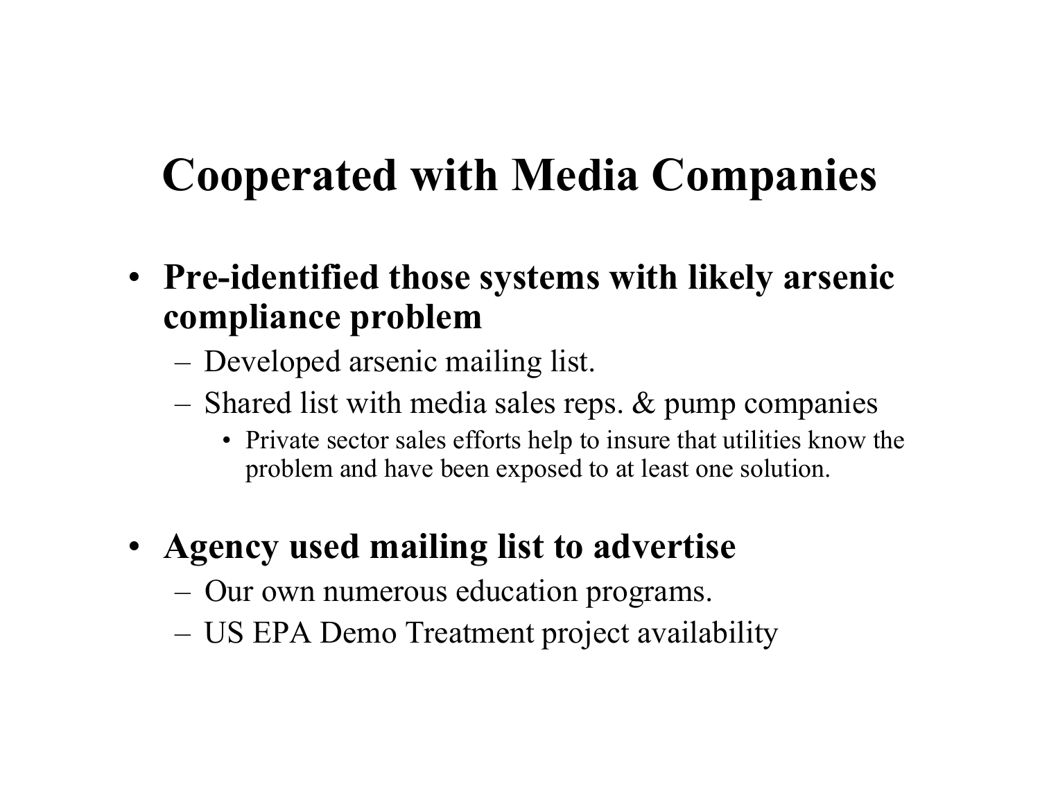# Cooperated with Media Companies

- **Pre-identified those systems with likely arsenic compliance problem**
  - Developed arsenic mailing list.
  - Shared list with media sales reps. & pump companies
    - Private sector sales efforts help to insure that utilities know the problem and have been exposed to at least one solution.
- **Agency used mailing list to advertise**
  - Our own numerous education programs.
  - US EPA Demo Treatment project availability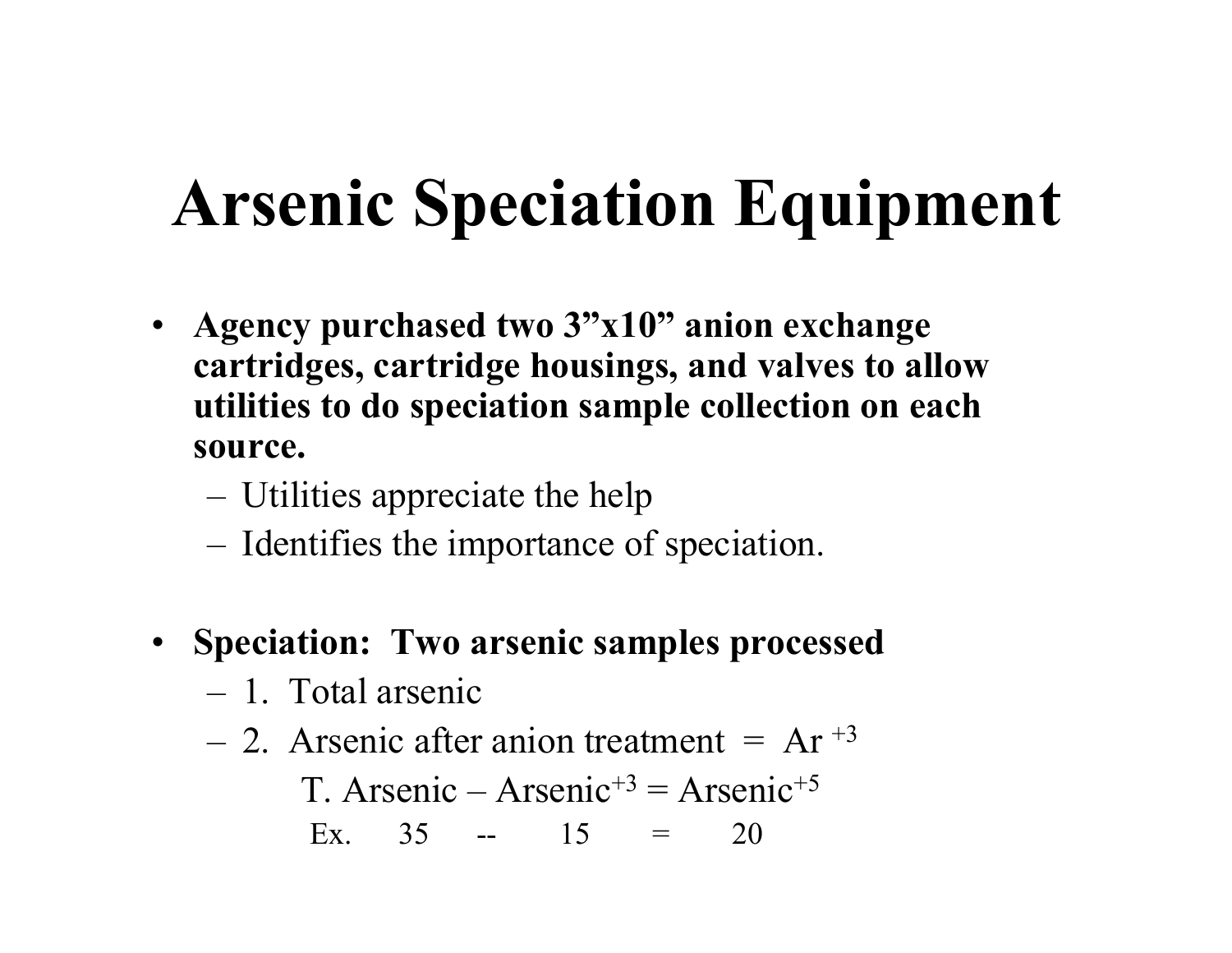# Arsenic Speciation Equipment

- **Agency purchased two 3”x10” anion exchange cartridges, cartridge housings, and valves to allow utilities to do speciation sample collection on each source.**
  - Utilities appreciate the help
  - Identifies the importance of speciation.

- **Speciation: Two arsenic samples processed**
  - 1. Total arsenic
  - 2. Arsenic after anion treatment = $Ar^{+3}$

    T. Arsenic – $Arsenic^{+3}$ = $Arsenic^{+5}$

    Ex. 35 -- 15 = 20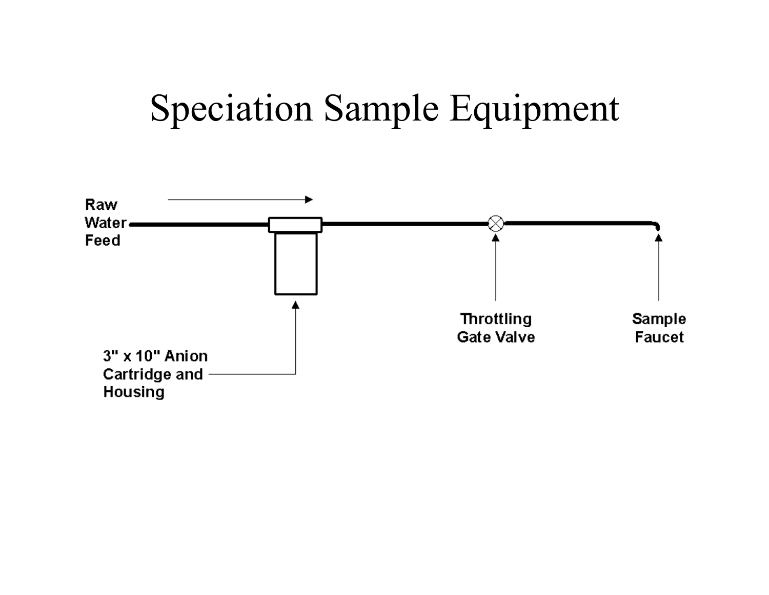# Speciation Sample Equipment

Raw Water Feed

3" x 10" Anion Cartridge and Housing

Throttling Gate Valve

Sample Faucet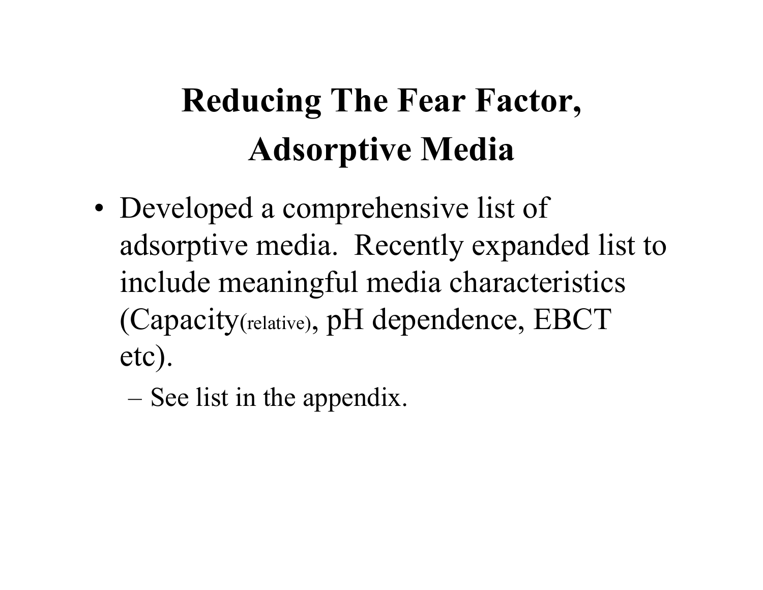# Reducing The Fear Factor, Adsorptive Media

- Developed a comprehensive list of adsorptive media. Recently expanded list to include meaningful media characteristics (Capacity(relative), pH dependence, EBCT etc).
  - See list in the appendix.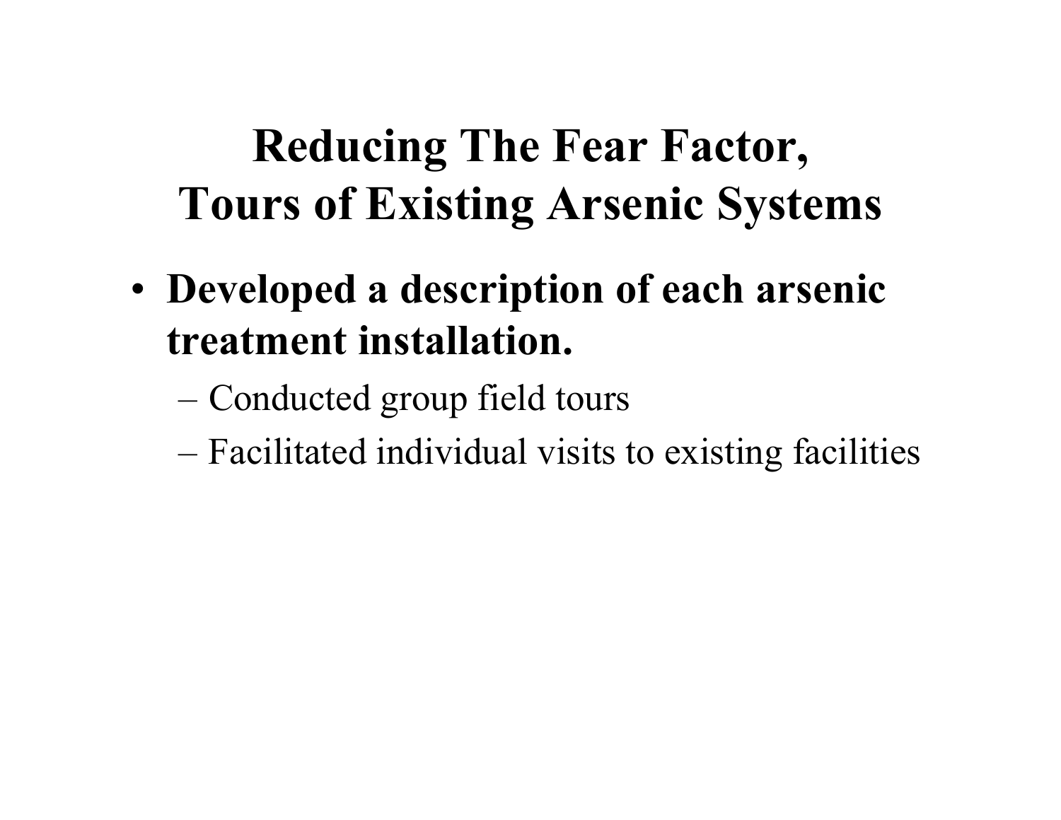# Reducing The Fear Factor, Tours of Existing Arsenic Systems

- **Developed a description of each arsenic treatment installation.**
  - Conducted group field tours
  - Facilitated individual visits to existing facilities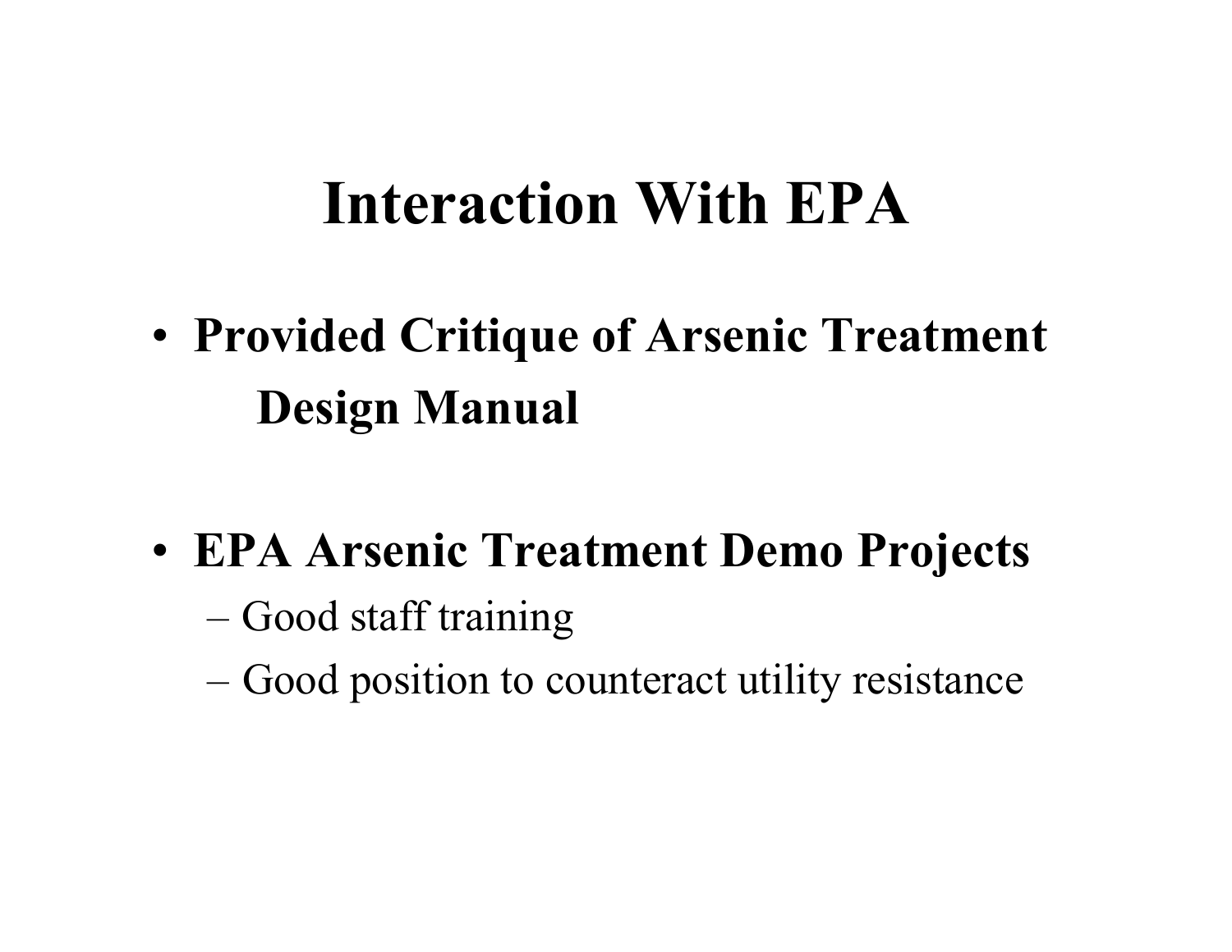# Interaction With EPA

- **Provided Critique of Arsenic Treatment Design Manual**

- **EPA Arsenic Treatment Demo Projects**
  - Good staff training
  - Good position to counteract utility resistance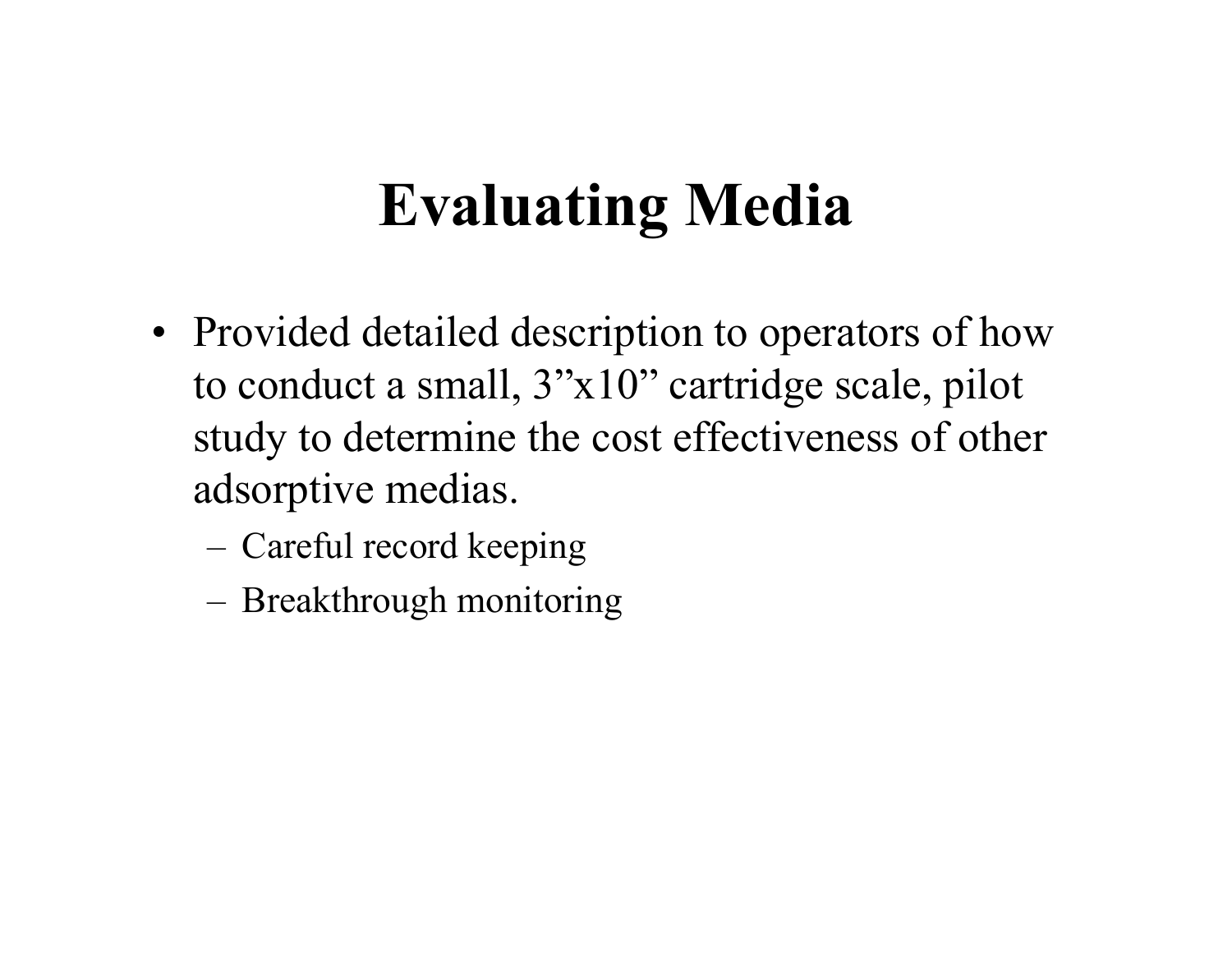# Evaluating Media

- Provided detailed description to operators of how to conduct a small, 3”x10” cartridge scale, pilot study to determine the cost effectiveness of other adsorptive medias.
  - Careful record keeping
  - Breakthrough monitoring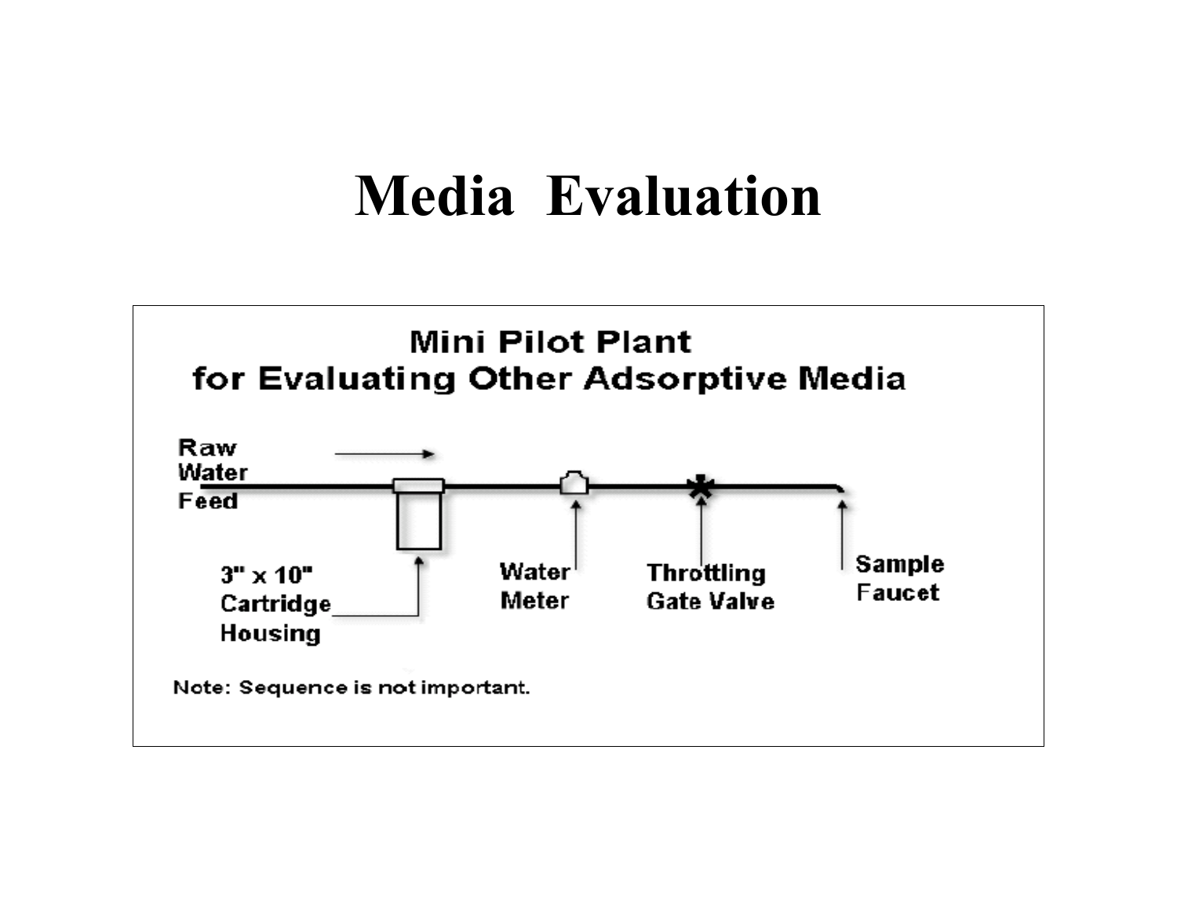# Media Evaluation

## Mini Pilot Plant for Evaluating Other Adsorptive Media

Raw Water Feed →

3" x 10" Cartridge Housing

Water Meter

Throttling Gate Valve

Sample Faucet

Note: Sequence is not important.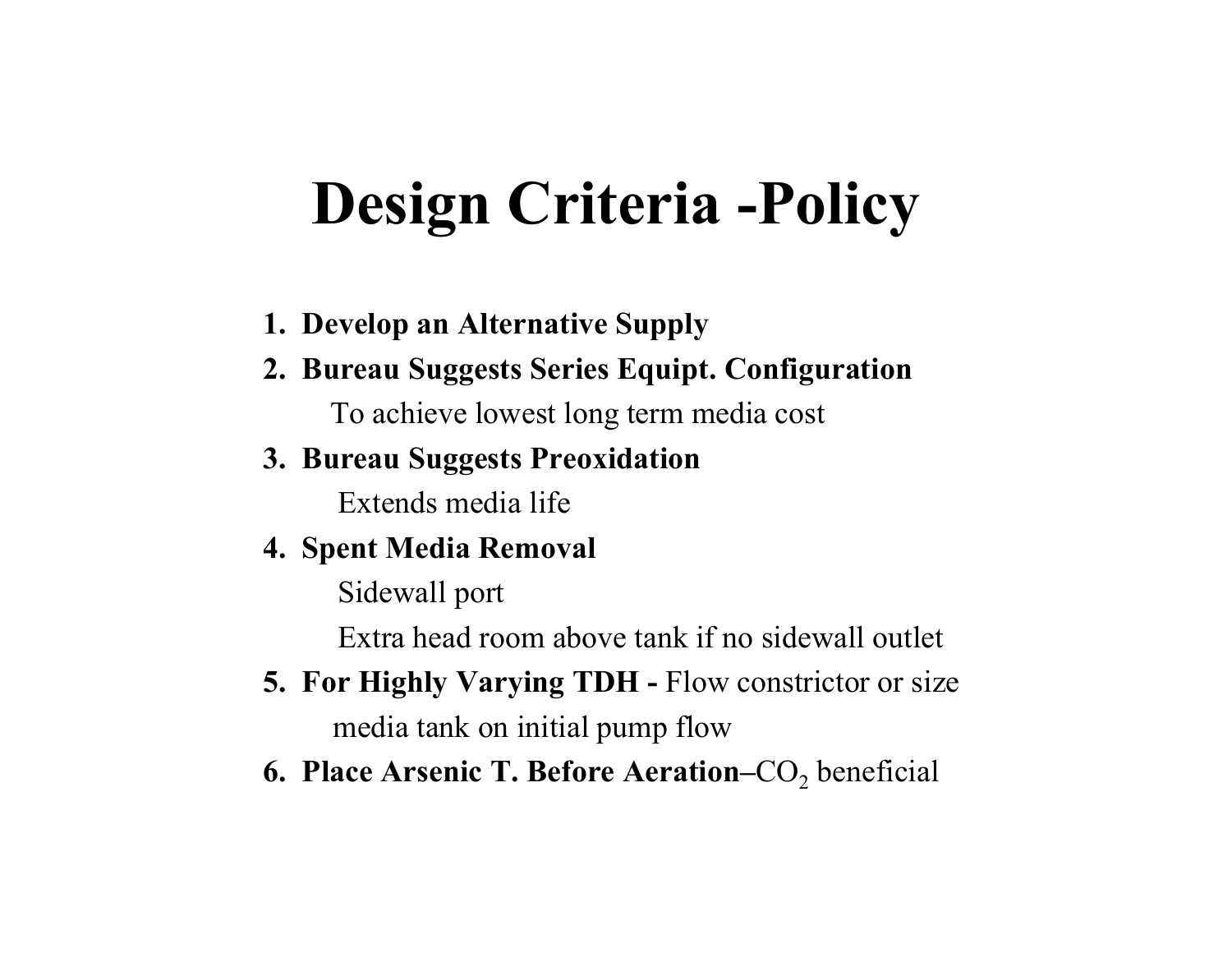# Design Criteria -Policy

1. **Develop an Alternative Supply**
2. **Bureau Suggests Series Equipt. Configuration**
   To achieve lowest long term media cost
3. **Bureau Suggests Preoxidation**
   Extends media life
4. **Spent Media Removal**
   Sidewall port
   Extra head room above tank if no sidewall outlet
5. **For Highly Varying TDH -** Flow constrictor or size media tank on initial pump flow
6. **Place Arsenic T. Before Aeration**–$CO_2$ beneficial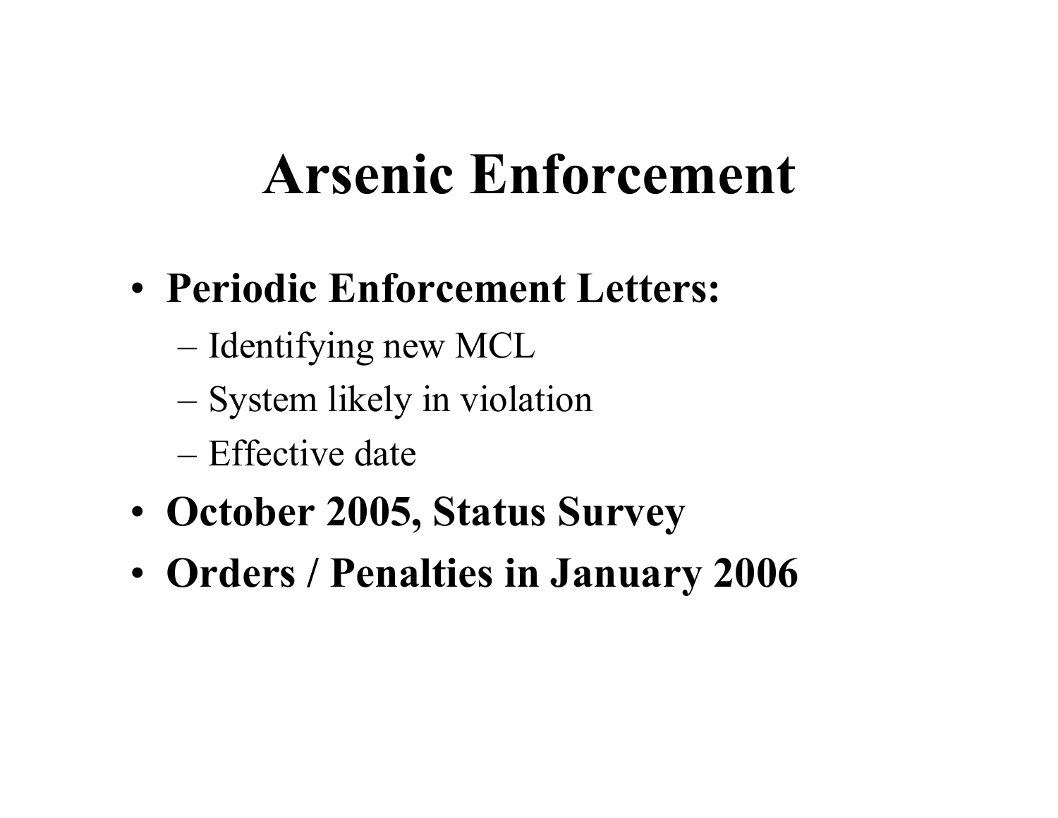# Arsenic Enforcement

- **Periodic Enforcement Letters:**
  - Identifying new MCL
  - System likely in violation
  - Effective date
- **October 2005, Status Survey**
- **Orders / Penalties in January 2006**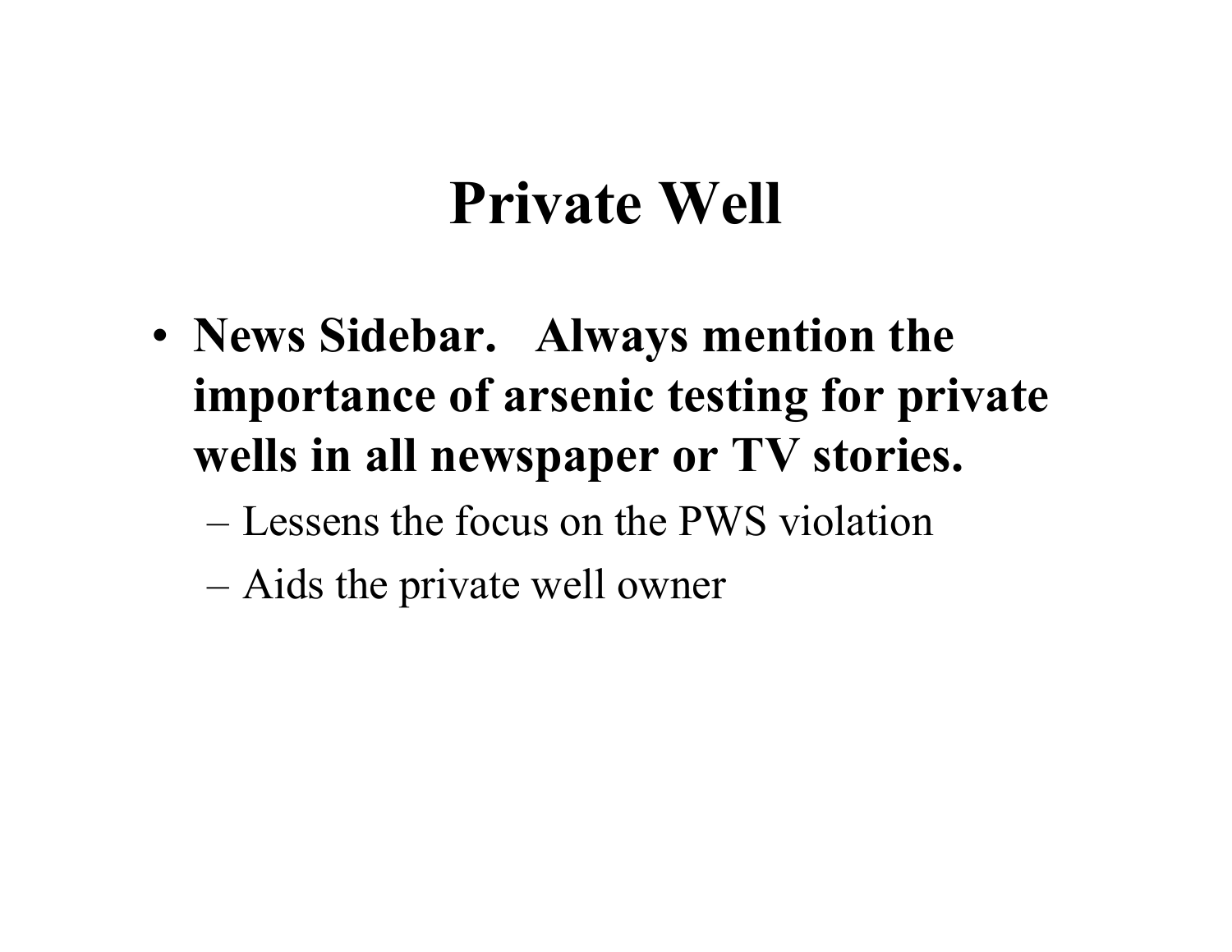# Private Well

- **News Sidebar. Always mention the importance of arsenic testing for private wells in all newspaper or TV stories.**
  - Lessens the focus on the PWS violation
  - Aids the private well owner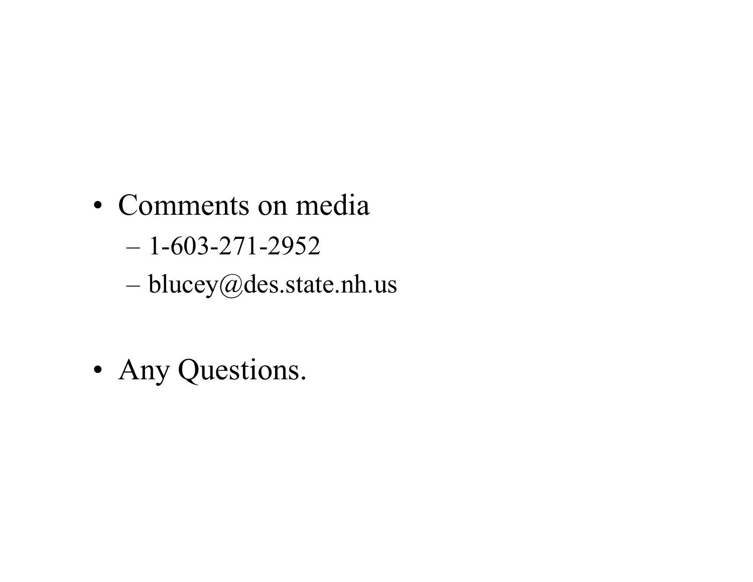- Comments on media
  - 1-603-271-2952
  - blucey@des.state.nh.us

- Any Questions.